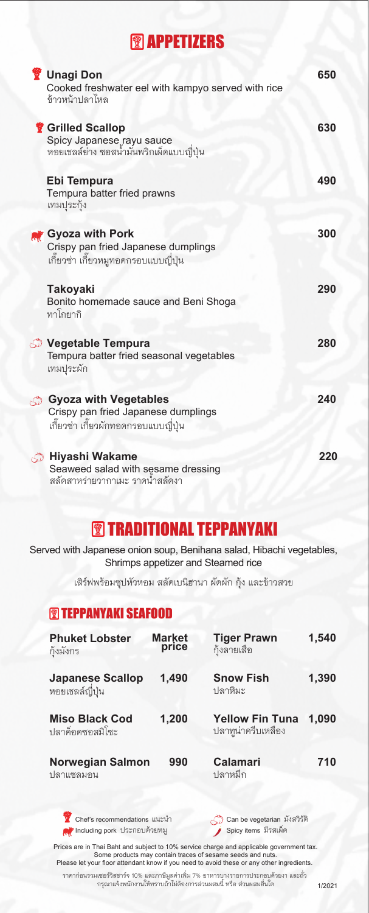# APPETIZERS

**Unagi Don** — 650
Cooked freshwater eel with kampyo served with rice
ข้าวหน้าปลาไหล

**Grilled Scallop** — 630
Spicy Japanese rayu sauce
หอยเชลล์ย่าง ซอสน้ำมันพริกเผ็ดแบบญี่ปุ่น

**Ebi Tempura** — 490
Tempura batter fried prawns
เทมปุระกุ้ง

**Gyoza with Pork** — 300
Crispy pan fried Japanese dumplings
เกี๊ยวซ่า เกี๊ยวหมูทอดกรอบแบบญี่ปุ่น

**Takoyaki** — 290
Bonito homemade sauce and Beni Shoga
ทาโกยากิ

**Vegetable Tempura** — 280
Tempura batter fried seasonal vegetables
เทมปุระผัก

**Gyoza with Vegetables** — 240
Crispy pan fried Japanese dumplings
เกี๊ยวซ่า เกี๊ยวผักทอดกรอบแบบญี่ปุ่น

**Hiyashi Wakame** — 220
Seaweed salad with sesame dressing
สลัดสาหร่ายวากาเมะ ราดน้ำสลัดงา

# TRADITIONAL TEPPANYAKI

Served with Japanese onion soup, Benihana salad, Hibachi vegetables, Shrimps appetizer and Steamed rice

เสิร์ฟพร้อมซุปหัวหอม สลัดเบนิฮานา ผัดผัก กุ้ง และข้าวสวย

## TEPPANYAKI SEAFOOD

| Item | Price | Item | Price |
|---|---|---|---|
| **Phuket Lobster** กุ้งมังกร | Market price | **Tiger Prawn** กุ้งลายเสือ | 1,540 |
| **Japanese Scallop** หอยเชลล์ญี่ปุ่น | 1,490 | **Snow Fish** ปลาหิมะ | 1,390 |
| **Miso Black Cod** ปลาค็อดซอสมิโซะ | 1,200 | **Yellow Fin Tuna** ปลาทูน่าครีบเหลือง | 1,090 |
| **Norwegian Salmon** ปลาแซลมอน | 990 | **Calamari** ปลาหมึก | 710 |

Chef's recommendations แนะนำ
Including pork ประกอบด้วยหมู
Can be vegetarian มังสวิรัติ
Spicy items มีรสเผ็ด

Prices are in Thai Baht and subject to 10% service charge and applicable government tax. Some products may contain traces of sesame seeds and nuts. Please let your floor attendant know if you need to avoid these or any other ingredients.

ราคาก่อนรวมเซอร์วิสชาร์จ 10% และภาษีมูลค่าเพิ่ม 7% อาหารบางรายการประกอบด้วยงา และถั่ว กรุณาแจ้งพนักงานให้ทราบถ้าไม่ต้องการส่วนผสมนี้ หรือ ส่วนผสมอื่นใด

1/2021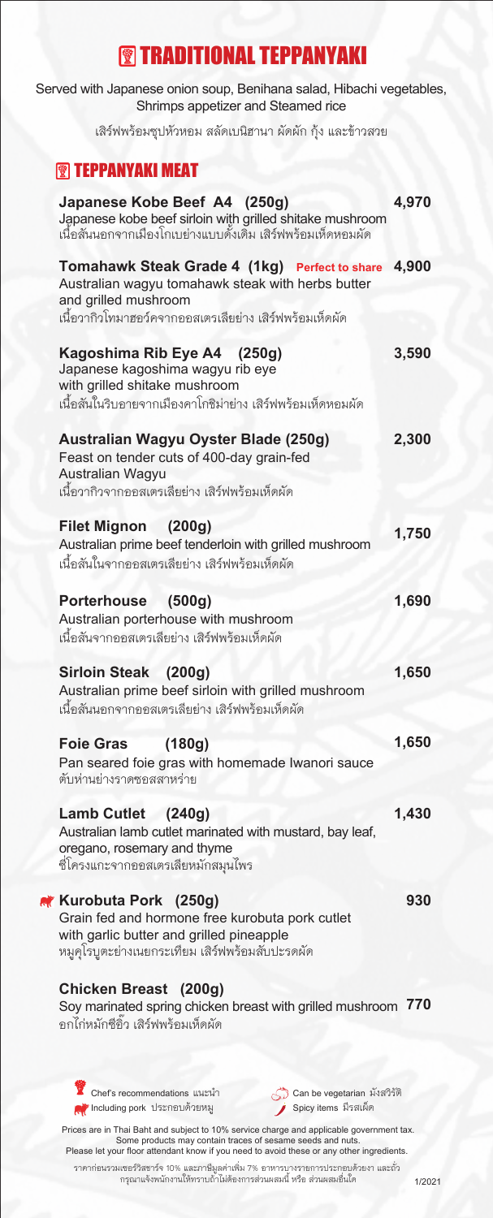# TRADITIONAL TEPPANYAKI

Served with Japanese onion soup, Benihana salad, Hibachi vegetables, Shrimps appetizer and Steamed rice

เสิร์ฟพร้อมซุปหัวหอม สลัดเบนิฮานา ผัดผัก กุ้ง และข้าวสวย

## TEPPANYAKI MEAT

**Japanese Kobe Beef A4 (250g)** — **4,970**
Japanese kobe beef sirloin with grilled shitake mushroom
เนื้อสันนอกจากเมืองโกเบย่างแบบดั้งเดิม เสิร์ฟพร้อมเห็ดหอมผัด

**Tomahawk Steak Grade 4 (1kg)** Perfect to share — **4,900**
Australian wagyu tomahawk steak with herbs butter and grilled mushroom
เนื้อวากิวโทมาฮอว์คจากออสเตรเลียย่าง เสิร์ฟพร้อมเห็ดผัด

**Kagoshima Rib Eye A4 (250g)** — **3,590**
Japanese kagoshima wagyu rib eye with grilled shitake mushroom
เนื้อสันในริบอายจากเมืองคาโกชิม่าย่าง เสิร์ฟพร้อมเห็ดหอมผัด

**Australian Wagyu Oyster Blade (250g)** — **2,300**
Feast on tender cuts of 400-day grain-fed Australian Wagyu
เนื้อวากิวจากออสเตรเลียย่าง เสิร์ฟพร้อมเห็ดผัด

**Filet Mignon (200g)** — **1,750**
Australian prime beef tenderloin with grilled mushroom
เนื้อสันในจากออสเตรเลียย่าง เสิร์ฟพร้อมเห็ดผัด

**Porterhouse (500g)** — **1,690**
Australian porterhouse with mushroom
เนื้อสันจากออสเตรเลียย่าง เสิร์ฟพร้อมเห็ดผัด

**Sirloin Steak (200g)** — **1,650**
Australian prime beef sirloin with grilled mushroom
เนื้อสันนอกจากออสเตรเลียย่าง เสิร์ฟพร้อมเห็ดผัด

**Foie Gras (180g)** — **1,650**
Pan seared foie gras with homemade Iwanori sauce
ตับห่านย่างราดซอสสาหร่าย

**Lamb Cutlet (240g)** — **1,430**
Australian lamb cutlet marinated with mustard, bay leaf, oregano, rosemary and thyme
ซี่โครงแกะจากออสเตรเลียหมักสมุนไพร

**Kurobuta Pork (250g)** (Including pork) — **930**
Grain fed and hormone free kurobuta pork cutlet with garlic butter and grilled pineapple
หมูคุโรบูตะย่างเนยกระเทียม เสิร์ฟพร้อมสับปะรดผัด

**Chicken Breast (200g)** — **770**
Soy marinated spring chicken breast with grilled mushroom
อกไก่หมักซีอิ๊ว เสิร์ฟพร้อมเห็ดผัด

Chef's recommendations แนะนำ
Including pork ประกอบด้วยหมู
Can be vegetarian มังสวิรัติ
Spicy items มีรสเผ็ด

Prices are in Thai Baht and subject to 10% service charge and applicable government tax.
Some products may contain traces of sesame seeds and nuts.
Please let your floor attendant know if you need to avoid these or any other ingredients.

ราคาก่อนรวมเซอร์วิสชาร์จ 10% และภาษีมูลค่าเพิ่ม 7% อาหารบางรายการประกอบด้วยงา และถั่ว
กรุณาแจ้งพนักงานให้ทราบถ้าไม่ต้องการส่วนผสมนี้ หรือ ส่วนผสมอื่นใด

1/2021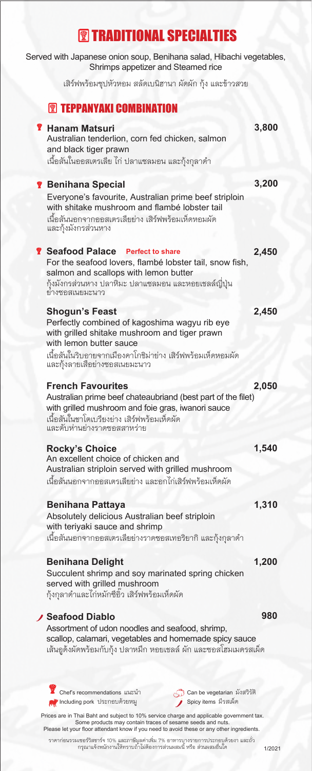# TRADITIONAL SPECIALTIES

Served with Japanese onion soup, Benihana salad, Hibachi vegetables, Shrimps appetizer and Steamed rice

เสิร์ฟพร้อมซุปหัวหอม สลัดเบนิฮานา ผัดผัก กุ้ง และข้าวสวย

## TEPPANYAKI COMBINATION

**Hanam Matsuri** — 3,800
Australian tenderlion, corn fed chicken, salmon and black tiger prawn
เนื้อสันในออสเตรเลีย ไก่ ปลาแซลมอน และกุ้งกุลาดำ

**Benihana Special** — 3,200
Everyone's favourite, Australian prime beef striploin with shitake mushroom and flambé lobster tail
เนื้อสันนอกจากออสเตรเลียย่าง เสิร์ฟพร้อมเห็ดหอมผัด และกุ้งมังกรส่วนหาง

**Seafood Palace** Perfect to share — 2,450
For the seafood lovers, flambé lobster tail, snow fish, salmon and scallops with lemon butter
กุ้งมังกรส่วนหาง ปลาหิมะ ปลาแซลมอน และหอยเชลล์ญี่ปุ่นย่างซอสเนยมะนาว

**Shogun's Feast** — 2,450
Perfectly combined of kagoshima wagyu rib eye with grilled shitake mushroom and tiger prawn with lemon butter sauce
เนื้อสันในริบอายจากเมืองคาโกชิม่าย่าง เสิร์ฟพร้อมเห็ดหอมผัด และกุ้งลายเสือย่างซอสเนยมะนาว

**French Favourites** — 2,050
Australian prime beef chateaubriand (best part of the filet) with grilled mushroom and foie gras, iwanori sauce
เนื้อสันในชาโตบรียงย่าง เสิร์ฟพร้อมเห็ดผัด และตับห่านย่างราดซอสสาหร่าย

**Rocky's Choice** — 1,540
An excellent choice of chicken and Australian striploin served with grilled mushroom
เนื้อสันนอกจากออสเตรเลียย่าง และอกไก่เสิร์ฟพร้อมเห็ดผัด

**Benihana Pattaya** — 1,310
Absolutely delicious Australian beef striploin with teriyaki sauce and shrimp
เนื้อสันนอกจากออสเตรเลียย่างราดซอสเทอริยากิ และกุ้งกุลาดำ

**Benihana Delight** — 1,200
Succulent shrimp and soy marinated spring chicken served with grilled mushroom
กุ้งกุลาดำและไก่หมักซีอิ๊ว เสิร์ฟพร้อมเห็ดผัด

**Seafood Diablo** — 980
Assortment of udon noodles and seafood, shrimp, scallop, calamari, vegetables and homemade spicy sauce
เส้นอูด้งผัดพร้อมกับกุ้ง ปลาหมึก หอยเชลล์ ผัก และซอสโฮมเมดรสเผ็ด

Chef's recommendations แนะนำ
Including pork ประกอบด้วยหมู
Can be vegetarian มังสวิรัติ
Spicy items มีรสเผ็ด

Prices are in Thai Baht and subject to 10% service charge and applicable government tax.
Some products may contain traces of sesame seeds and nuts.
Please let your floor attendant know if you need to avoid these or any other ingredients.

ราคาก่อนรวมเซอร์วิสชาร์จ 10% และภาษีมูลค่าเพิ่ม 7% อาหารบางรายการประกอบด้วยงา และถั่ว
กรุณาแจ้งพนักงานให้ทราบถ้าไม่ต้องการส่วนผสมนี้ หรือ ส่วนผสมอื่นใด

1/2021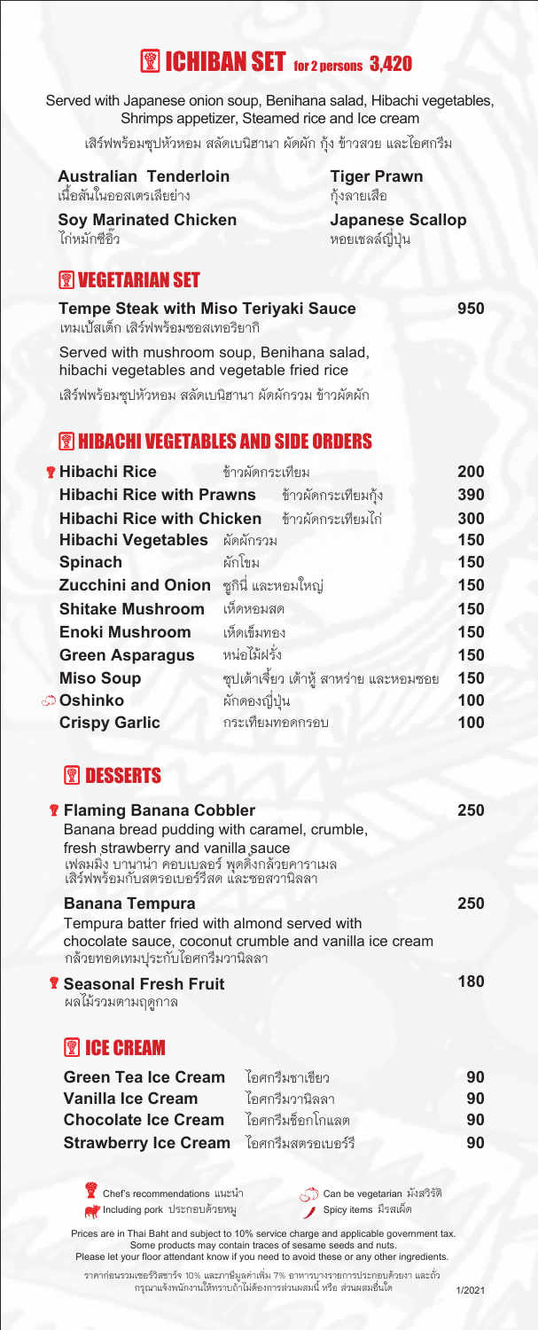# ICHIBAN SET for 2 persons 3,420

Served with Japanese onion soup, Benihana salad, Hibachi vegetables, Shrimps appetizer, Steamed rice and Ice cream

เสิร์ฟพร้อมซุปหัวหอม สลัดเบนิฮานา ผัดผัก กุ้ง ข้าวสวย และไอศกรีม

**Australian Tenderloin**
เนื้อสันในออสเตรเลียย่าง

**Tiger Prawn**
กุ้งลายเสือ

**Soy Marinated Chicken**
ไก่หมักซีอิ๊ว

**Japanese Scallop**
หอยเชลล์ญี่ปุ่น

## VEGETARIAN SET

**Tempe Steak with Miso Teriyaki Sauce** — 950
เทมเป้สเต็ก เสิร์ฟพร้อมซอสเทอริยากิ

Served with mushroom soup, Benihana salad, hibachi vegetables and vegetable fried rice

เสิร์ฟพร้อมซุปหัวหอม สลัดเบนิฮานา ผัดผักรวม ข้าวผัดผัก

## HIBACHI VEGETABLES AND SIDE ORDERS

| | | |
|---|---|---|
| 🏆 **Hibachi Rice** | ข้าวผัดกระเทียม | 200 |
| **Hibachi Rice with Prawns** | ข้าวผัดกระเทียมกุ้ง | 390 |
| **Hibachi Rice with Chicken** | ข้าวผัดกระเทียมไก่ | 300 |
| **Hibachi Vegetables** | ผัดผักรวม | 150 |
| **Spinach** | ผักโขม | 150 |
| **Zucchini and Onion** | ซูกินี่ และหอมใหญ่ | 150 |
| **Shitake Mushroom** | เห็ดหอมสด | 150 |
| **Enoki Mushroom** | เห็ดเข็มทอง | 150 |
| **Green Asparagus** | หน่อไม้ฝรั่ง | 150 |
| **Miso Soup** | ซุปเต้าเจี้ยว เต้าหู้ สาหร่าย และหอมซอย | 150 |
| (V) **Oshinko** | ผักดองญี่ปุ่น | 100 |
| **Crispy Garlic** | กระเทียมทอดกรอบ | 100 |

## DESSERTS

🏆 **Flaming Banana Cobbler** — 250
Banana bread pudding with caramel, crumble, fresh strawberry and vanilla sauce
เฟลมมิ่ง บานาน่า คอบเบลอร์ พุดดิ้งกล้วยคาราเมล เสิร์ฟพร้อมกับสตรอเบอร์รี่สด และซอสวานิลลา

**Banana Tempura** — 250
Tempura batter fried with almond served with chocolate sauce, coconut crumble and vanilla ice cream
กล้วยทอดเทมปุระกับไอศกรีมวานิลลา

🏆 **Seasonal Fresh Fruit** — 180
ผลไม้รวมตามฤดูกาล

## ICE CREAM

| | | |
|---|---|---|
| **Green Tea Ice Cream** | ไอศกรีมชาเขียว | 90 |
| **Vanilla Ice Cream** | ไอศกรีมวานิลลา | 90 |
| **Chocolate Ice Cream** | ไอศกรีมช็อกโกแลต | 90 |
| **Strawberry Ice Cream** | ไอศกรีมสตรอเบอร์รี่ | 90 |

🏆 Chef's recommendations แนะนำ
Including pork ประกอบด้วยหมู
(V) Can be vegetarian มังสวิรัติ
Spicy items มีรสเผ็ด

Prices are in Thai Baht and subject to 10% service charge and applicable government tax.
Some products may contain traces of sesame seeds and nuts.
Please let your floor attendant know if you need to avoid these or any other ingredients.

ราคาก่อนรวมเซอร์วิสชาร์จ 10% และภาษีมูลค่าเพิ่ม 7% อาหารบางรายการประกอบด้วยงา และถั่ว กรุณาแจ้งพนักงานให้ทราบถ้าไม่ต้องการส่วนผสมนี้ หรือ ส่วนผสมอื่นใด

1/2021